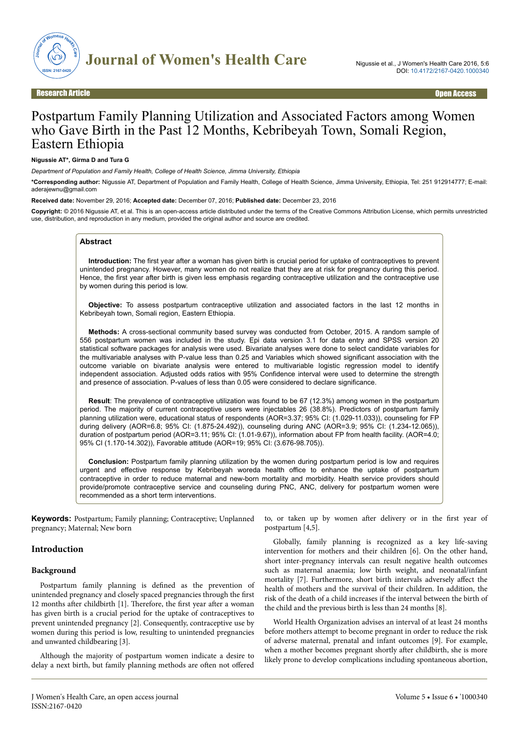Research Article | Open Access

# Postpartum Family Planning Utilization and Associated Factors among Women who Gave Birth in the Past 12 Months, Kebribeyah Town, Somali Region, Eastern Ethiopia

**Nigussie AT\*, Girma D and Tura G**

*Department of Population and Family Health, College of Health Science, Jimma University, Ethiopia*

**\*Corresponding author:** Nigussie AT, Department of Population and Family Health, College of Health Science, Jimma University, Ethiopia, Tel: 251 912914777; E-mail: aderajewnu@gmail.com

**Received date:** November 29, 2016; **Accepted date:** December 07, 2016; **Published date:** December 23, 2016

**Copyright:** © 2016 Nigussie AT, et al. This is an open-access article distributed under the terms of the Creative Commons Attribution License, which permits unrestricted use, distribution, and reproduction in any medium, provided the original author and source are credited.

## Abstract

**Introduction:** The first year after a woman has given birth is crucial period for uptake of contraceptives to prevent unintended pregnancy. However, many women do not realize that they are at risk for pregnancy during this period. Hence, the first year after birth is given less emphasis regarding contraceptive utilization and the contraceptive use by women during this period is low.

**Objective:** To assess postpartum contraceptive utilization and associated factors in the last 12 months in Kebribeyah town, Somali region, Eastern Ethiopia.

**Methods:** A cross-sectional community based survey was conducted from October, 2015. A random sample of 556 postpartum women was included in the study. Epi data version 3.1 for data entry and SPSS version 20 statistical software packages for analysis were used. Bivariate analyses were done to select candidate variables for the multivariable analyses with P-value less than 0.25 and Variables which showed significant association with the outcome variable on bivariate analysis were entered to multivariable logistic regression model to identify independent association. Adjusted odds ratios with 95% Confidence interval were used to determine the strength and presence of association. P-values of less than 0.05 were considered to declare significance.

**Result**: The prevalence of contraceptive utilization was found to be 67 (12.3%) among women in the postpartum period. The majority of current contraceptive users were injectables 26 (38.8%). Predictors of postpartum family planning utilization were, educational status of respondents (AOR=3.37; 95% CI: (1.029-11.033)), counseling for FP during delivery (AOR=6.8; 95% CI: (1.875-24.492)), counseling during ANC (AOR=3.9; 95% CI: (1.234-12.065)), duration of postpartum period (AOR=3.11; 95% CI: (1.01-9.67)), information about FP from health facility. (AOR=4.0; 95% CI (1.170-14.302)), Favorable attitude (AOR=19; 95% CI: (3.676-98.705)).

**Conclusion:** Postpartum family planning utilization by the women during postpartum period is low and requires urgent and effective response by Kebribeyah woreda health office to enhance the uptake of postpartum contraceptive in order to reduce maternal and new-born mortality and morbidity. Health service providers should provide/promote contraceptive service and counseling during PNC, ANC, delivery for postpartum women were recommended as a short term interventions.

**Keywords:** Postpartum; Family planning; Contraceptive; Unplanned pregnancy; Maternal; New born

## Introduction

### Background

Postpartum family planning is defined as the prevention of unintended pregnancy and closely spaced pregnancies through the first 12 months after childbirth [1]. Therefore, the first year after a woman has given birth is a crucial period for the uptake of contraceptives to prevent unintended pregnancy [2]. Consequently, contraceptive use by women during this period is low, resulting to unintended pregnancies and unwanted childbearing [3].

Although the majority of postpartum women indicate a desire to delay a next birth, but family planning methods are often not offered to, or taken up by women after delivery or in the first year of postpartum [4,5].

Globally, family planning is recognized as a key life-saving intervention for mothers and their children [6]. On the other hand, short inter-pregnancy intervals can result negative health outcomes such as maternal anaemia; low birth weight, and neonatal/infant mortality [7]. Furthermore, short birth intervals adversely affect the health of mothers and the survival of their children. In addition, the risk of the death of a child increases if the interval between the birth of the child and the previous birth is less than 24 months [8].

World Health Organization advises an interval of at least 24 months before mothers attempt to become pregnant in order to reduce the risk of adverse maternal, prenatal and infant outcomes [9]. For example, when a mother becomes pregnant shortly after childbirth, she is more likely prone to develop complications including spontaneous abortion,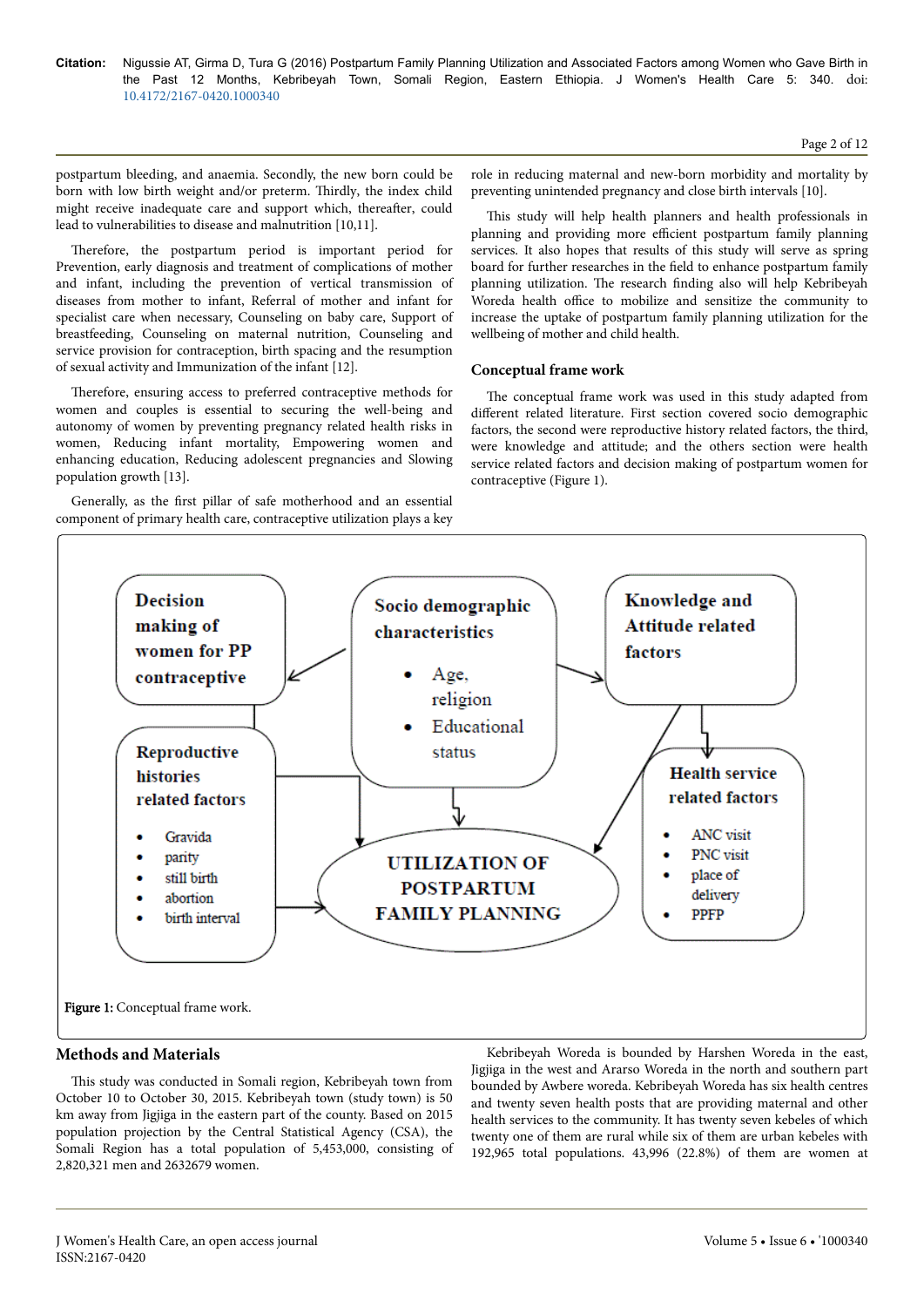postpartum bleeding, and anaemia. Secondly, the new born could be born with low birth weight and/or preterm. Thirdly, the index child might receive inadequate care and support which, thereafter, could lead to vulnerabilities to disease and malnutrition [10,11].

Therefore, the postpartum period is important period for Prevention, early diagnosis and treatment of complications of mother and infant, including the prevention of vertical transmission of diseases from mother to infant, Referral of mother and infant for specialist care when necessary, Counseling on baby care, Support of breastfeeding, Counseling on maternal nutrition, Counseling and service provision for contraception, birth spacing and the resumption of sexual activity and Immunization of the infant [12].

Therefore, ensuring access to preferred contraceptive methods for women and couples is essential to securing the well-being and autonomy of women by preventing pregnancy related health risks in women, Reducing infant mortality, Empowering women and enhancing education, Reducing adolescent pregnancies and Slowing population growth [13].

Generally, as the first pillar of safe motherhood and an essential component of primary health care, contraceptive utilization plays a key role in reducing maternal and new-born morbidity and mortality by preventing unintended pregnancy and close birth intervals [10].

This study will help health planners and health professionals in planning and providing more efficient postpartum family planning services. It also hopes that results of this study will serve as spring board for further researches in the field to enhance postpartum family planning utilization. The research finding also will help Kebribeyah Woreda health office to mobilize and sensitize the community to increase the uptake of postpartum family planning utilization for the wellbeing of mother and child health.

## Conceptual frame work

The conceptual frame work was used in this study adapted from different related literature. First section covered socio demographic factors, the second were reproductive history related factors, the third, were knowledge and attitude; and the others section were health service related factors and decision making of postpartum women for contraceptive (Figure 1).

Decision making of women for PP contraceptive

Socio demographic characteristics
- Age, religion
- Educational status

Knowledge and Attitude related factors

Reproductive histories related factors
- Gravida
- parity
- still birth
- abortion
- birth interval

UTILIZATION OF POSTPARTUM FAMILY PLANNING

Health service related factors
- ANC visit
- PNC visit
- place of delivery
- PPFP

**Figure 1:** Conceptual frame work.

## Methods and Materials

This study was conducted in Somali region, Kebribeyah town from October 10 to October 30, 2015. Kebribeyah town (study town) is 50 km away from Jigjiga in the eastern part of the county. Based on 2015 population projection by the Central Statistical Agency (CSA), the Somali Region has a total population of 5,453,000, consisting of 2,820,321 men and 2632679 women.

Kebribeyah Woreda is bounded by Harshen Woreda in the east, Jigjiga in the west and Ararso Woreda in the north and southern part bounded by Awbere woreda. Kebribeyah Woreda has six health centres and twenty seven health posts that are providing maternal and other health services to the community. It has twenty seven kebeles of which twenty one of them are rural while six of them are urban kebeles with 192,965 total populations. 43,996 (22.8%) of them are women at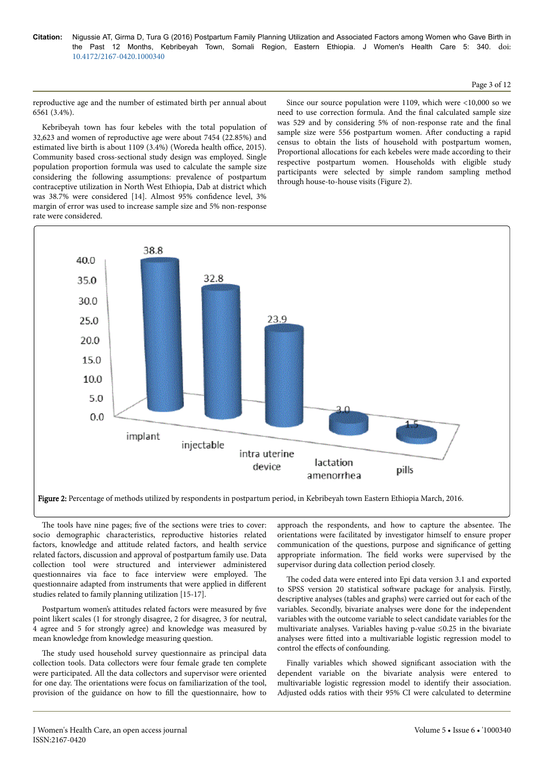reproductive age and the number of estimated birth per annual about 6561 (3.4%).

Kebribeyah town has four kebeles with the total population of 32,623 and women of reproductive age were about 7454 (22.85%) and estimated live birth is about 1109 (3.4%) (Woreda health office, 2015). Community based cross-sectional study design was employed. Single population proportion formula was used to calculate the sample size considering the following assumptions: prevalence of postpartum contraceptive utilization in North West Ethiopia, Dab at district which was 38.7% were considered [14]. Almost 95% confidence level, 3% margin of error was used to increase sample size and 5% non-response rate were considered.

Since our source population were 1109, which were <10,000 so we need to use correction formula. And the final calculated sample size was 529 and by considering 5% of non-response rate and the final sample size were 556 postpartum women. After conducting a rapid census to obtain the lists of household with postpartum women, Proportional allocations for each kebeles were made according to their respective postpartum women. Households with eligible study participants were selected by simple random sampling method through house-to-house visits (Figure 2).

**Figure 2:** Percentage of methods utilized by respondents in postpartum period, in Kebribeyah town Eastern Ethiopia March, 2016.

The tools have nine pages; five of the sections were tries to cover: socio demographic characteristics, reproductive histories related factors, knowledge and attitude related factors, and health service related factors, discussion and approval of postpartum family use. Data collection tool were structured and interviewer administered questionnaires via face to face interview were employed. The questionnaire adapted from instruments that were applied in different studies related to family planning utilization [15-17].

Postpartum women's attitudes related factors were measured by five point likert scales (1 for strongly disagree, 2 for disagree, 3 for neutral, 4 agree and 5 for strongly agree) and knowledge was measured by mean knowledge from knowledge measuring question.

The study used household survey questionnaire as principal data collection tools. Data collectors were four female grade ten complete were participated. All the data collectors and supervisor were oriented for one day. The orientations were focus on familiarization of the tool, provision of the guidance on how to fill the questionnaire, how to approach the respondents, and how to capture the absentee. The orientations were facilitated by investigator himself to ensure proper communication of the questions, purpose and significance of getting appropriate information. The field works were supervised by the supervisor during data collection period closely.

The coded data were entered into Epi data version 3.1 and exported to SPSS version 20 statistical software package for analysis. Firstly, descriptive analyses (tables and graphs) were carried out for each of the variables. Secondly, bivariate analyses were done for the independent variables with the outcome variable to select candidate variables for the multivariate analyses. Variables having p-value ≤0.25 in the bivariate analyses were fitted into a multivariable logistic regression model to control the effects of confounding.

Finally variables which showed significant association with the dependent variable on the bivariate analysis were entered to multivariable logistic regression model to identify their association. Adjusted odds ratios with their 95% CI were calculated to determine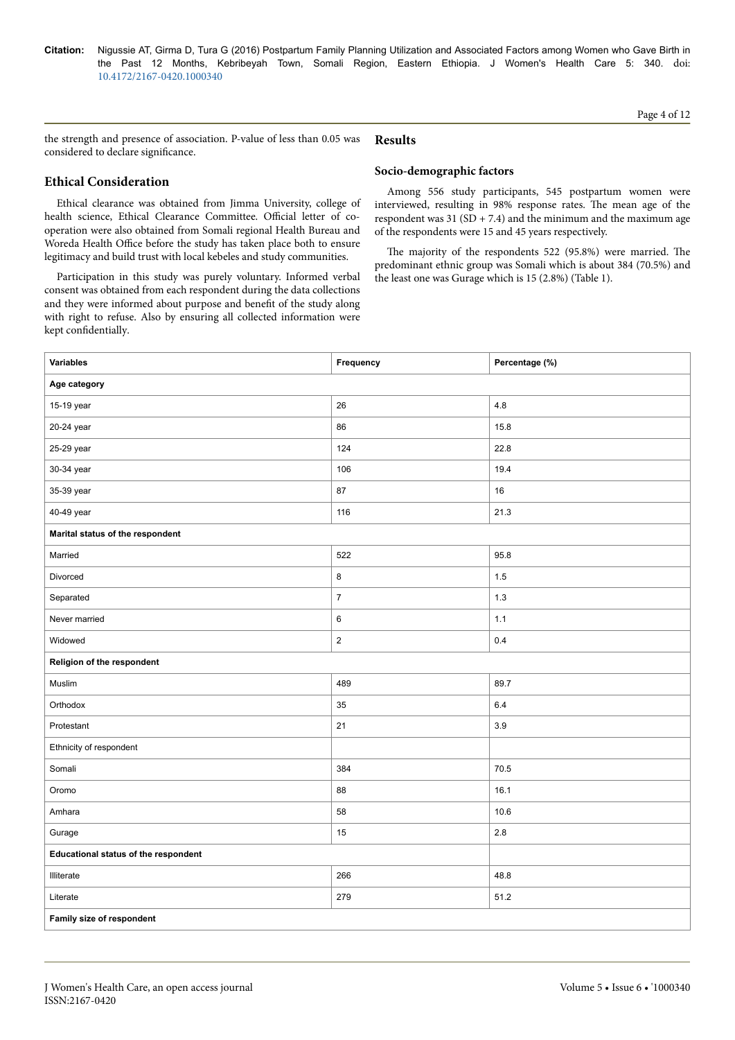the strength and presence of association. P-value of less than 0.05 was considered to declare significance.

## Ethical Consideration

Ethical clearance was obtained from Jimma University, college of health science, Ethical Clearance Committee. Official letter of co-operation were also obtained from Somali regional Health Bureau and Woreda Health Office before the study has taken place both to ensure legitimacy and build trust with local kebeles and study communities.

Participation in this study was purely voluntary. Informed verbal consent was obtained from each respondent during the data collections and they were informed about purpose and benefit of the study along with right to refuse. Also by ensuring all collected information were kept confidentially.

## Results

### Socio-demographic factors

Among 556 study participants, 545 postpartum women were interviewed, resulting in 98% response rates. The mean age of the respondent was 31 (SD + 7.4) and the minimum and the maximum age of the respondents were 15 and 45 years respectively.

The majority of the respondents 522 (95.8%) were married. The predominant ethnic group was Somali which is about 384 (70.5%) and the least one was Gurage which is 15 (2.8%) (Table 1).

| Variables | Frequency | Percentage (%) |
|---|---|---|
| **Age category** | | |
| 15-19 year | 26 | 4.8 |
| 20-24 year | 86 | 15.8 |
| 25-29 year | 124 | 22.8 |
| 30-34 year | 106 | 19.4 |
| 35-39 year | 87 | 16 |
| 40-49 year | 116 | 21.3 |
| **Marital status of the respondent** | | |
| Married | 522 | 95.8 |
| Divorced | 8 | 1.5 |
| Separated | 7 | 1.3 |
| Never married | 6 | 1.1 |
| Widowed | 2 | 0.4 |
| **Religion of the respondent** | | |
| Muslim | 489 | 89.7 |
| Orthodox | 35 | 6.4 |
| Protestant | 21 | 3.9 |
| Ethnicity of respondent | | |
| Somali | 384 | 70.5 |
| Oromo | 88 | 16.1 |
| Amhara | 58 | 10.6 |
| Gurage | 15 | 2.8 |
| **Educational status of the respondent** | | |
| Illiterate | 266 | 48.8 |
| Literate | 279 | 51.2 |
| **Family size of respondent** | | |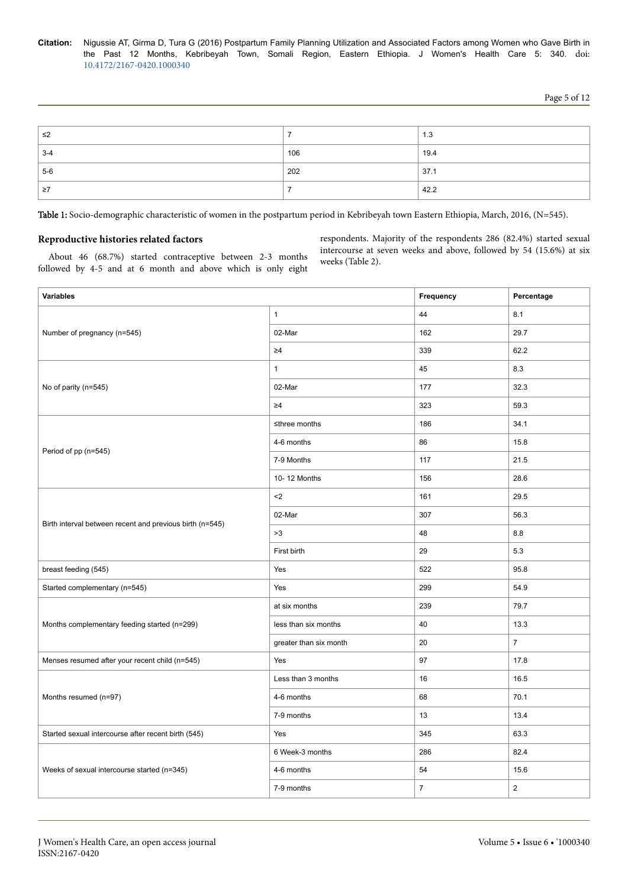| ≤2 | 7 | 1.3 |
|---|---|---|
| 3-4 | 106 | 19.4 |
| 5-6 | 202 | 37.1 |
| ≥7 | 7 | 42.2 |

Table 1: Socio-demographic characteristic of women in the postpartum period in Kebribeyah town Eastern Ethiopia, March, 2016, (N=545).

### Reproductive histories related factors

About 46 (68.7%) started contraceptive between 2-3 months followed by 4-5 and at 6 month and above which is only eight respondents. Majority of the respondents 286 (82.4%) started sexual intercourse at seven weeks and above, followed by 54 (15.6%) at six weeks (Table 2).

| Variables | | Frequency | Percentage |
|---|---|---|---|
| Number of pregnancy (n=545) | 1 | 44 | 8.1 |
| | 02-Mar | 162 | 29.7 |
| | ≥4 | 339 | 62.2 |
| No of parity (n=545) | 1 | 45 | 8.3 |
| | 02-Mar | 177 | 32.3 |
| | ≥4 | 323 | 59.3 |
| Period of pp (n=545) | ≤three months | 186 | 34.1 |
| | 4-6 months | 86 | 15.8 |
| | 7-9 Months | 117 | 21.5 |
| | 10- 12 Months | 156 | 28.6 |
| Birth interval between recent and previous birth (n=545) | <2 | 161 | 29.5 |
| | 02-Mar | 307 | 56.3 |
| | >3 | 48 | 8.8 |
| | First birth | 29 | 5.3 |
| breast feeding (545) | Yes | 522 | 95.8 |
| Started complementary (n=545) | Yes | 299 | 54.9 |
| Months complementary feeding started (n=299) | at six months | 239 | 79.7 |
| | less than six months | 40 | 13.3 |
| | greater than six month | 20 | 7 |
| Menses resumed after your recent child (n=545) | Yes | 97 | 17.8 |
| Months resumed (n=97) | Less than 3 months | 16 | 16.5 |
| | 4-6 months | 68 | 70.1 |
| | 7-9 months | 13 | 13.4 |
| Started sexual intercourse after recent birth (545) | Yes | 345 | 63.3 |
| Weeks of sexual intercourse started (n=345) | 6 Week-3 months | 286 | 82.4 |
| | 4-6 months | 54 | 15.6 |
| | 7-9 months | 7 | 2 |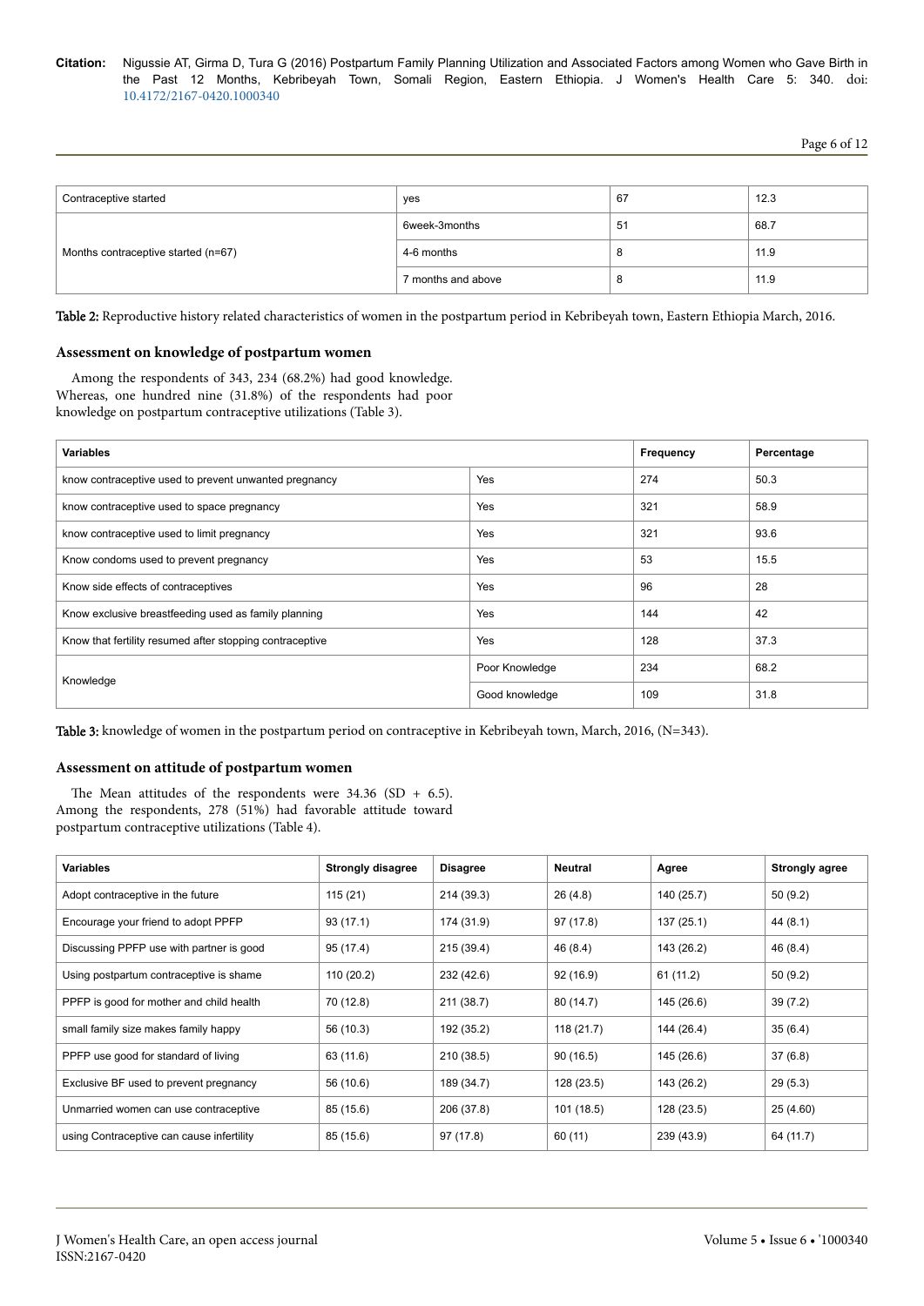| Contraceptive started | yes | 67 | 12.3 |
|---|---|---|---|
| Months contraceptive started (n=67) | 6week-3months | 51 | 68.7 |
| | 4-6 months | 8 | 11.9 |
| | 7 months and above | 8 | 11.9 |

Table 2: Reproductive history related characteristics of women in the postpartum period in Kebribeyah town, Eastern Ethiopia March, 2016.

### Assessment on knowledge of postpartum women

Among the respondents of 343, 234 (68.2%) had good knowledge. Whereas, one hundred nine (31.8%) of the respondents had poor knowledge on postpartum contraceptive utilizations (Table 3).

| Variables | | Frequency | Percentage |
|---|---|---|---|
| know contraceptive used to prevent unwanted pregnancy | Yes | 274 | 50.3 |
| know contraceptive used to space pregnancy | Yes | 321 | 58.9 |
| know contraceptive used to limit pregnancy | Yes | 321 | 93.6 |
| Know condoms used to prevent pregnancy | Yes | 53 | 15.5 |
| Know side effects of contraceptives | Yes | 96 | 28 |
| Know exclusive breastfeeding used as family planning | Yes | 144 | 42 |
| Know that fertility resumed after stopping contraceptive | Yes | 128 | 37.3 |
| Knowledge | Poor Knowledge | 234 | 68.2 |
| | Good knowledge | 109 | 31.8 |

Table 3: knowledge of women in the postpartum period on contraceptive in Kebribeyah town, March, 2016, (N=343).

### Assessment on attitude of postpartum women

The Mean attitudes of the respondents were 34.36 (SD + 6.5). Among the respondents, 278 (51%) had favorable attitude toward postpartum contraceptive utilizations (Table 4).

| Variables | Strongly disagree | Disagree | Neutral | Agree | Strongly agree |
|---|---|---|---|---|---|
| Adopt contraceptive in the future | 115 (21) | 214 (39.3) | 26 (4.8) | 140 (25.7) | 50 (9.2) |
| Encourage your friend to adopt PPFP | 93 (17.1) | 174 (31.9) | 97 (17.8) | 137 (25.1) | 44 (8.1) |
| Discussing PPFP use with partner is good | 95 (17.4) | 215 (39.4) | 46 (8.4) | 143 (26.2) | 46 (8.4) |
| Using postpartum contraceptive is shame | 110 (20.2) | 232 (42.6) | 92 (16.9) | 61 (11.2) | 50 (9.2) |
| PPFP is good for mother and child health | 70 (12.8) | 211 (38.7) | 80 (14.7) | 145 (26.6) | 39 (7.2) |
| small family size makes family happy | 56 (10.3) | 192 (35.2) | 118 (21.7) | 144 (26.4) | 35 (6.4) |
| PPFP use good for standard of living | 63 (11.6) | 210 (38.5) | 90 (16.5) | 145 (26.6) | 37 (6.8) |
| Exclusive BF used to prevent pregnancy | 56 (10.6) | 189 (34.7) | 128 (23.5) | 143 (26.2) | 29 (5.3) |
| Unmarried women can use contraceptive | 85 (15.6) | 206 (37.8) | 101 (18.5) | 128 (23.5) | 25 (4.60) |
| using Contraceptive can cause infertility | 85 (15.6) | 97 (17.8) | 60 (11) | 239 (43.9) | 64 (11.7) |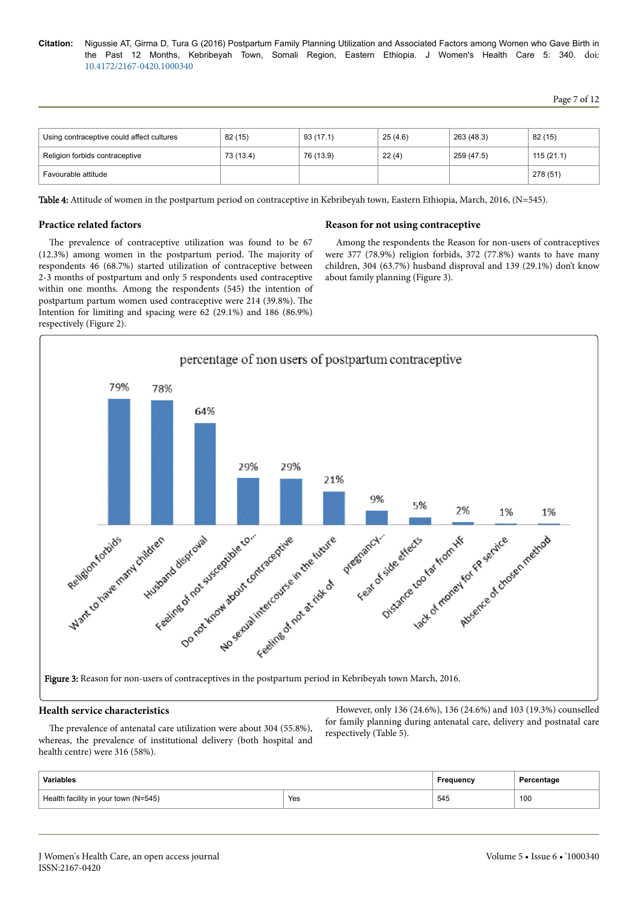| Using contraceptive could affect cultures | 82 (15) | 93 (17.1) | 25 (4.6) | 263 (48.3) | 82 (15) |
|---|---|---|---|---|---|
| Religion forbids contraceptive | 73 (13.4) | 76 (13.9) | 22 (4) | 259 (47.5) | 115 (21.1) |
| Favourable attitude | | | | | 278 (51) |

**Table 4:** Attitude of women in the postpartum period on contraceptive in Kebribeyah town, Eastern Ethiopia, March, 2016, (N=545).

### Practice related factors

The prevalence of contraceptive utilization was found to be 67 (12.3%) among women in the postpartum period. The majority of respondents 46 (68.7%) started utilization of contraceptive between 2-3 months of postpartum and only 5 respondents used contraceptive within one months. Among the respondents (545) the intention of postpartum partum women used contraceptive were 214 (39.8%). The Intention for limiting and spacing were 62 (29.1%) and 186 (86.9%) respectively (Figure 2).

### Reason for not using contraceptive

Among the respondents the Reason for non-users of contraceptives were 377 (78.9%) religion forbids, 372 (77.8%) wants to have many children, 304 (63.7%) husband disproval and 139 (29.1%) don't know about family planning (Figure 3).

percentage of non users of postpartum contraceptive

| Reason | Percentage |
|---|---|
| Religion forbids | 79% |
| Want to have many children | 78% |
| Husband disproval | 64% |
| Feeling of not susceptible to... | 29% |
| Do not know about contraceptive | 29% |
| No sexual intercourse in the future | 21% |
| Feeling of not at risk of pregnancy... | 9% |
| Fear of side effects | 5% |
| Distance too far from HF | 2% |
| lack of money for FP service | 1% |
| Absence of chosen method | 1% |

**Figure 3:** Reason for non-users of contraceptives in the postpartum period in Kebribeyah town March, 2016.

### Health service characteristics

The prevalence of antenatal care utilization were about 304 (55.8%), whereas, the prevalence of institutional delivery (both hospital and health centre) were 316 (58%).

However, only 136 (24.6%), 136 (24.6%) and 103 (19.3%) counselled for family planning during antenatal care, delivery and postnatal care respectively (Table 5).

| Variables | | Frequency | Percentage |
|---|---|---|---|
| Health facility in your town (N=545) | Yes | 545 | 100 |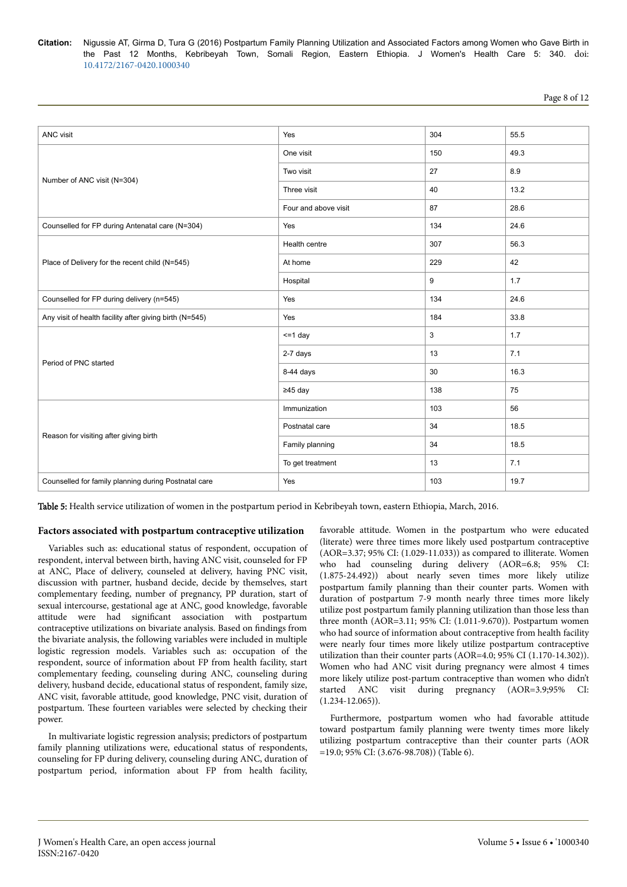| | | | |
|---|---|---|---|
| ANC visit | Yes | 304 | 55.5 |
| Number of ANC visit (N=304) | One visit | 150 | 49.3 |
| | Two visit | 27 | 8.9 |
| | Three visit | 40 | 13.2 |
| | Four and above visit | 87 | 28.6 |
| Counselled for FP during Antenatal care (N=304) | Yes | 134 | 24.6 |
| Place of Delivery for the recent child (N=545) | Health centre | 307 | 56.3 |
| | At home | 229 | 42 |
| | Hospital | 9 | 1.7 |
| Counselled for FP during delivery (n=545) | Yes | 134 | 24.6 |
| Any visit of health facility after giving birth (N=545) | Yes | 184 | 33.8 |
| Period of PNC started | <=1 day | 3 | 1.7 |
| | 2-7 days | 13 | 7.1 |
| | 8-44 days | 30 | 16.3 |
| | ≥45 day | 138 | 75 |
| Reason for visiting after giving birth | Immunization | 103 | 56 |
| | Postnatal care | 34 | 18.5 |
| | Family planning | 34 | 18.5 |
| | To get treatment | 13 | 7.1 |
| Counselled for family planning during Postnatal care | Yes | 103 | 19.7 |

**Table 5:** Health service utilization of women in the postpartum period in Kebribeyah town, eastern Ethiopia, March, 2016.

### Factors associated with postpartum contraceptive utilization

Variables such as: educational status of respondent, occupation of respondent, interval between birth, having ANC visit, counseled for FP at ANC, Place of delivery, counseled at delivery, having PNC visit, discussion with partner, husband decide, decide by themselves, start complementary feeding, number of pregnancy, PP duration, start of sexual intercourse, gestational age at ANC, good knowledge, favorable attitude were had significant association with postpartum contraceptive utilizations on bivariate analysis. Based on findings from the bivariate analysis, the following variables were included in multiple logistic regression models. Variables such as: occupation of the respondent, source of information about FP from health facility, start complementary feeding, counseling during ANC, counseling during delivery, husband decide, educational status of respondent, family size, ANC visit, favorable attitude, good knowledge, PNC visit, duration of postpartum. These fourteen variables were selected by checking their power.

In multivariate logistic regression analysis; predictors of postpartum family planning utilizations were, educational status of respondents, counseling for FP during delivery, counseling during ANC, duration of postpartum period, information about FP from health facility, favorable attitude. Women in the postpartum who were educated (literate) were three times more likely used postpartum contraceptive (AOR=3.37; 95% CI: (1.029-11.033)) as compared to illiterate. Women who had counseling during delivery (AOR=6.8; 95% CI: (1.875-24.492)) about nearly seven times more likely utilize postpartum family planning than their counter parts. Women with duration of postpartum 7-9 month nearly three times more likely utilize post postpartum family planning utilization than those less than three month (AOR=3.11; 95% CI: (1.011-9.670)). Postpartum women who had source of information about contraceptive from health facility were nearly four times more likely utilize postpartum contraceptive utilization than their counter parts (AOR=4.0; 95% CI (1.170-14.302)). Women who had ANC visit during pregnancy were almost 4 times more likely utilize post-partum contraceptive than women who didn't started ANC visit during pregnancy (AOR=3.9;95% CI: (1.234-12.065)).

Furthermore, postpartum women who had favorable attitude toward postpartum family planning were twenty times more likely utilizing postpartum contraceptive than their counter parts (AOR =19.0; 95% CI: (3.676-98.708)) (Table 6).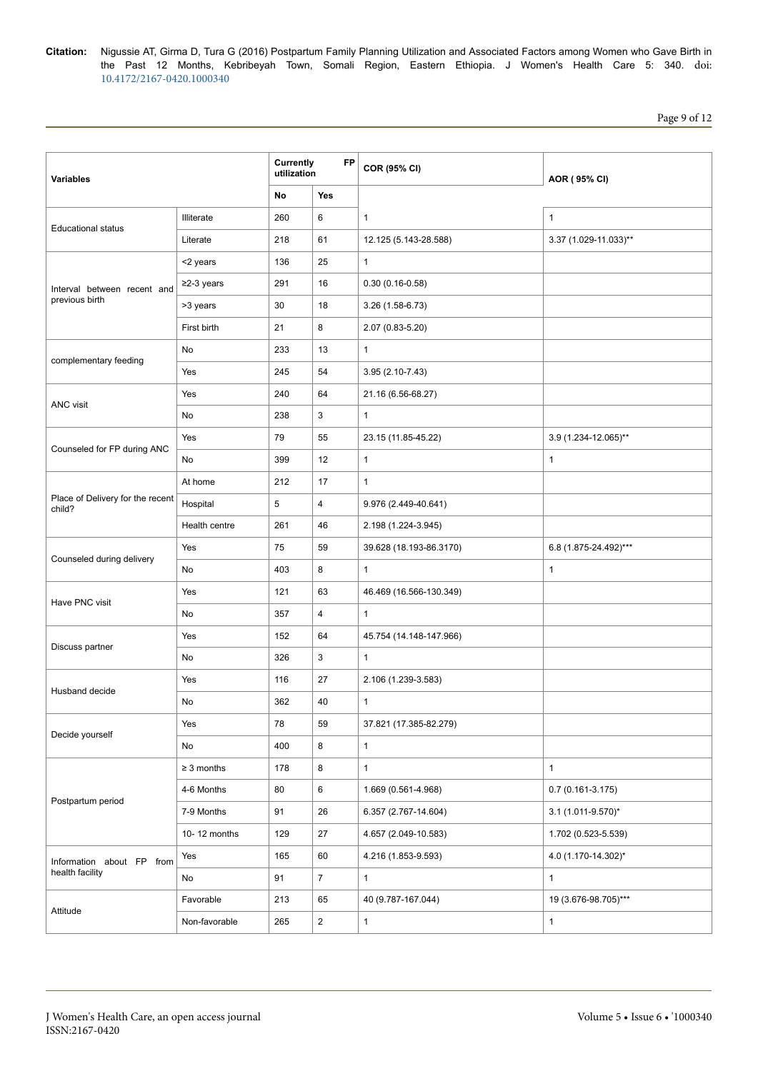| Variables | | Currently FP utilization | | COR (95% CI) | AOR ( 95% CI) |
|---|---|---|---|---|---|
| | | No | Yes | | |
| Educational status | Illiterate | 260 | 6 | 1 | 1 |
| | Literate | 218 | 61 | 12.125 (5.143-28.588) | 3.37 (1.029-11.033)** |
| Interval between recent and previous birth | <2 years | 136 | 25 | 1 | |
| | ≥2-3 years | 291 | 16 | 0.30 (0.16-0.58) | |
| | >3 years | 30 | 18 | 3.26 (1.58-6.73) | |
| | First birth | 21 | 8 | 2.07 (0.83-5.20) | |
| complementary feeding | No | 233 | 13 | 1 | |
| | Yes | 245 | 54 | 3.95 (2.10-7.43) | |
| ANC visit | Yes | 240 | 64 | 21.16 (6.56-68.27) | |
| | No | 238 | 3 | 1 | |
| Counseled for FP during ANC | Yes | 79 | 55 | 23.15 (11.85-45.22) | 3.9 (1.234-12.065)** |
| | No | 399 | 12 | 1 | 1 |
| Place of Delivery for the recent child? | At home | 212 | 17 | 1 | |
| | Hospital | 5 | 4 | 9.976 (2.449-40.641) | |
| | Health centre | 261 | 46 | 2.198 (1.224-3.945) | |
| Counseled during delivery | Yes | 75 | 59 | 39.628 (18.193-86.3170) | 6.8 (1.875-24.492)*** |
| | No | 403 | 8 | 1 | 1 |
| Have PNC visit | Yes | 121 | 63 | 46.469 (16.566-130.349) | |
| | No | 357 | 4 | 1 | |
| Discuss partner | Yes | 152 | 64 | 45.754 (14.148-147.966) | |
| | No | 326 | 3 | 1 | |
| Husband decide | Yes | 116 | 27 | 2.106 (1.239-3.583) | |
| | No | 362 | 40 | 1 | |
| Decide yourself | Yes | 78 | 59 | 37.821 (17.385-82.279) | |
| | No | 400 | 8 | 1 | |
| Postpartum period | ≥ 3 months | 178 | 8 | 1 | 1 |
| | 4-6 Months | 80 | 6 | 1.669 (0.561-4.968) | 0.7 (0.161-3.175) |
| | 7-9 Months | 91 | 26 | 6.357 (2.767-14.604) | 3.1 (1.011-9.570)* |
| | 10- 12 months | 129 | 27 | 4.657 (2.049-10.583) | 1.702 (0.523-5.539) |
| Information about FP from health facility | Yes | 165 | 60 | 4.216 (1.853-9.593) | 4.0 (1.170-14.302)* |
| | No | 91 | 7 | 1 | 1 |
| Attitude | Favorable | 213 | 65 | 40 (9.787-167.044) | 19 (3.676-98.705)*** |
| | Non-favorable | 265 | 2 | 1 | 1 |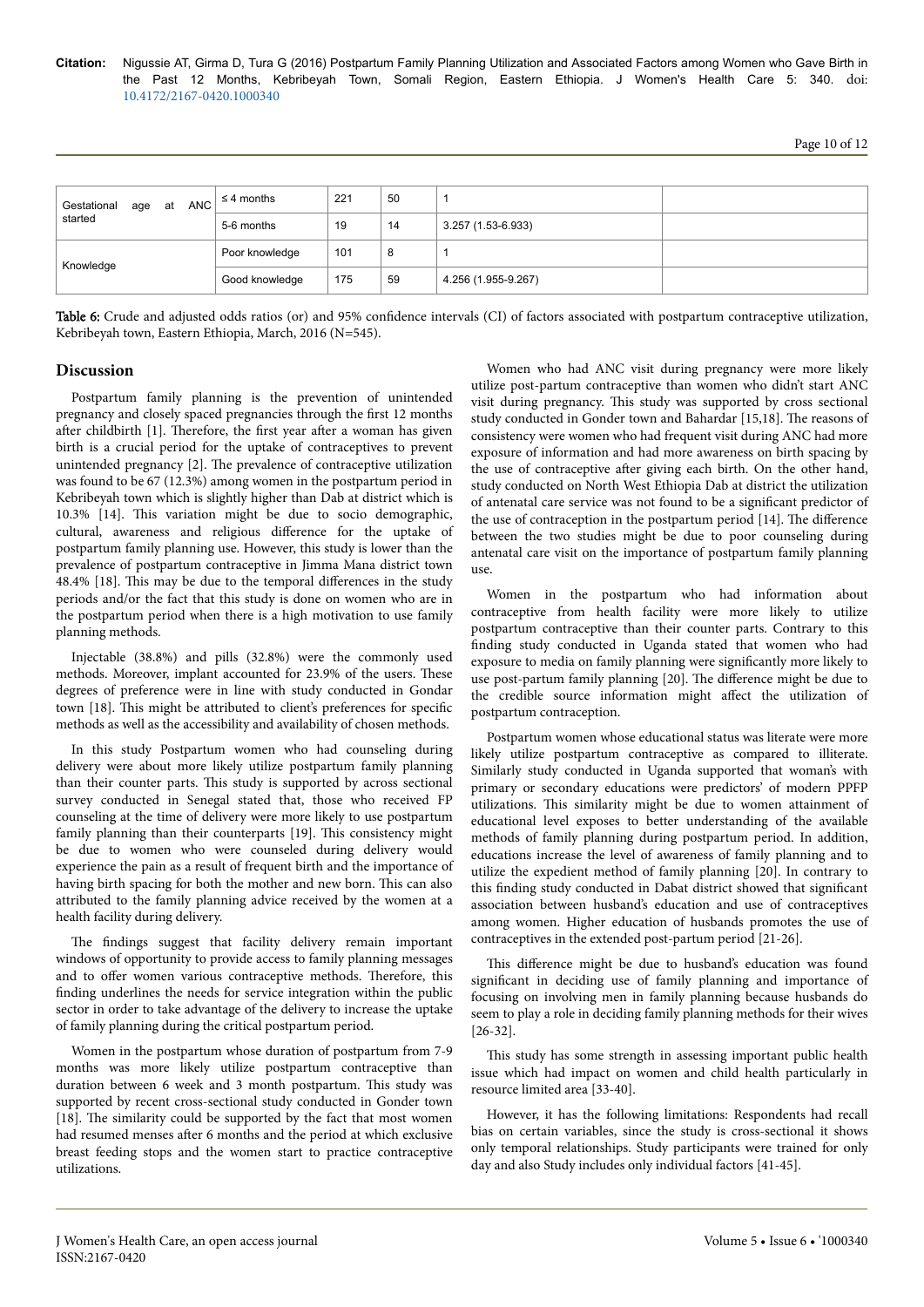| Gestational age at ANC started | ≤ 4 months | 221 | 50 | 1 | |
|---|---|---|---|---|---|
| | 5-6 months | 19 | 14 | 3.257 (1.53-6.933) | |
| Knowledge | Poor knowledge | 101 | 8 | 1 | |
| | Good knowledge | 175 | 59 | 4.256 (1.955-9.267) | |

**Table 6:** Crude and adjusted odds ratios (or) and 95% confidence intervals (CI) of factors associated with postpartum contraceptive utilization, Kebribeyah town, Eastern Ethiopia, March, 2016 (N=545).

## Discussion

Postpartum family planning is the prevention of unintended pregnancy and closely spaced pregnancies through the first 12 months after childbirth [1]. Therefore, the first year after a woman has given birth is a crucial period for the uptake of contraceptives to prevent unintended pregnancy [2]. The prevalence of contraceptive utilization was found to be 67 (12.3%) among women in the postpartum period in Kebribeyah town which is slightly higher than Dab at district which is 10.3% [14]. This variation might be due to socio demographic, cultural, awareness and religious difference for the uptake of postpartum family planning use. However, this study is lower than the prevalence of postpartum contraceptive in Jimma Mana district town 48.4% [18]. This may be due to the temporal differences in the study periods and/or the fact that this study is done on women who are in the postpartum period when there is a high motivation to use family planning methods.

Injectable (38.8%) and pills (32.8%) were the commonly used methods. Moreover, implant accounted for 23.9% of the users. These degrees of preference were in line with study conducted in Gondar town [18]. This might be attributed to client's preferences for specific methods as well as the accessibility and availability of chosen methods.

In this study Postpartum women who had counseling during delivery were about more likely utilize postpartum family planning than their counter parts. This study is supported by across sectional survey conducted in Senegal stated that, those who received FP counseling at the time of delivery were more likely to use postpartum family planning than their counterparts [19]. This consistency might be due to women who were counseled during delivery would experience the pain as a result of frequent birth and the importance of having birth spacing for both the mother and new born. This can also attributed to the family planning advice received by the women at a health facility during delivery.

The findings suggest that facility delivery remain important windows of opportunity to provide access to family planning messages and to offer women various contraceptive methods. Therefore, this finding underlines the needs for service integration within the public sector in order to take advantage of the delivery to increase the uptake of family planning during the critical postpartum period.

Women in the postpartum whose duration of postpartum from 7-9 months was more likely utilize postpartum contraceptive than duration between 6 week and 3 month postpartum. This study was supported by recent cross-sectional study conducted in Gonder town [18]. The similarity could be supported by the fact that most women had resumed menses after 6 months and the period at which exclusive breast feeding stops and the women start to practice contraceptive utilizations.

Women who had ANC visit during pregnancy were more likely utilize post-partum contraceptive than women who didn't start ANC visit during pregnancy. This study was supported by cross sectional study conducted in Gonder town and Bahardar [15,18]. The reasons of consistency were women who had frequent visit during ANC had more exposure of information and had more awareness on birth spacing by the use of contraceptive after giving each birth. On the other hand, study conducted on North West Ethiopia Dab at district the utilization of antenatal care service was not found to be a significant predictor of the use of contraception in the postpartum period [14]. The difference between the two studies might be due to poor counseling during antenatal care visit on the importance of postpartum family planning use.

Women in the postpartum who had information about contraceptive from health facility were more likely to utilize postpartum contraceptive than their counter parts. Contrary to this finding study conducted in Uganda stated that women who had exposure to media on family planning were significantly more likely to use post-partum family planning [20]. The difference might be due to the credible source information might affect the utilization of postpartum contraception.

Postpartum women whose educational status was literate were more likely utilize postpartum contraceptive as compared to illiterate. Similarly study conducted in Uganda supported that woman's with primary or secondary educations were predictors' of modern PPFP utilizations. This similarity might be due to women attainment of educational level exposes to better understanding of the available methods of family planning during postpartum period. In addition, educations increase the level of awareness of family planning and to utilize the expedient method of family planning [20]. In contrary to this finding study conducted in Dabat district showed that significant association between husband's education and use of contraceptives among women. Higher education of husbands promotes the use of contraceptives in the extended post-partum period [21-26].

This difference might be due to husband's education was found significant in deciding use of family planning and importance of focusing on involving men in family planning because husbands do seem to play a role in deciding family planning methods for their wives [26-32].

This study has some strength in assessing important public health issue which had impact on women and child health particularly in resource limited area [33-40].

However, it has the following limitations: Respondents had recall bias on certain variables, since the study is cross-sectional it shows only temporal relationships. Study participants were trained for only day and also Study includes only individual factors [41-45].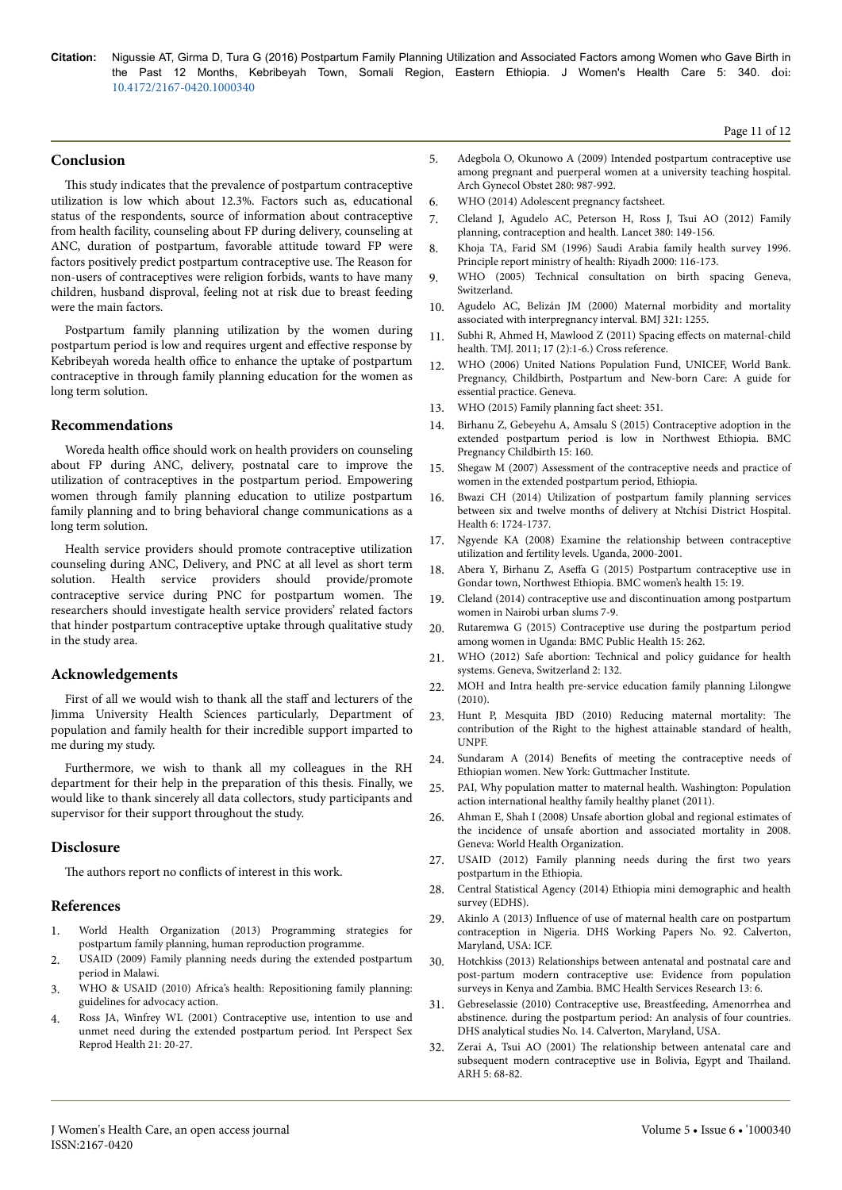## Conclusion

This study indicates that the prevalence of postpartum contraceptive utilization is low which about 12.3%. Factors such as, educational status of the respondents, source of information about contraceptive from health facility, counseling about FP during delivery, counseling at ANC, duration of postpartum, favorable attitude toward FP were factors positively predict postpartum contraceptive use. The Reason for non-users of contraceptives were religion forbids, wants to have many children, husband disproval, feeling not at risk due to breast feeding were the main factors.

Postpartum family planning utilization by the women during postpartum period is low and requires urgent and effective response by Kebribeyah woreda health office to enhance the uptake of postpartum contraceptive in through family planning education for the women as long term solution.

## Recommendations

Woreda health office should work on health providers on counseling about FP during ANC, delivery, postnatal care to improve the utilization of contraceptives in the postpartum period. Empowering women through family planning education to utilize postpartum family planning and to bring behavioral change communications as a long term solution.

Health service providers should promote contraceptive utilization counseling during ANC, Delivery, and PNC at all level as short term solution. Health service providers should provide/promote contraceptive service during PNC for postpartum women. The researchers should investigate health service providers' related factors that hinder postpartum contraceptive uptake through qualitative study in the study area.

## Acknowledgements

First of all we would wish to thank all the staff and lecturers of the Jimma University Health Sciences particularly, Department of population and family health for their incredible support imparted to me during my study.

Furthermore, we wish to thank all my colleagues in the RH department for their help in the preparation of this thesis. Finally, we would like to thank sincerely all data collectors, study participants and supervisor for their support throughout the study.

## Disclosure

The authors report no conflicts of interest in this work.

## References

1. World Health Organization (2013) Programming strategies for postpartum family planning, human reproduction programme.
2. USAID (2009) Family planning needs during the extended postpartum period in Malawi.
3. WHO & USAID (2010) Africa's health: Repositioning family planning: guidelines for advocacy action.
4. Ross JA, Winfrey WL (2001) Contraceptive use, intention to use and unmet need during the extended postpartum period. Int Perspect Sex Reprod Health 21: 20-27.
5. Adegbola O, Okunowo A (2009) Intended postpartum contraceptive use among pregnant and puerperal women at a university teaching hospital. Arch Gynecol Obstet 280: 987-992.
6. WHO (2014) Adolescent pregnancy factsheet.
7. Cleland J, Agudelo AC, Peterson H, Ross J, Tsui AO (2012) Family planning, contraception and health. Lancet 380: 149-156.
8. Khoja TA, Farid SM (1996) Saudi Arabia family health survey 1996. Principle report ministry of health: Riyadh 2000: 116-173.
9. WHO (2005) Technical consultation on birth spacing Geneva, Switzerland.
10. Agudelo AC, Belizán JM (2000) Maternal morbidity and mortality associated with interpregnancy interval. BMJ 321: 1255.
11. Subhi R, Ahmed H, Mawlood Z (2011) Spacing effects on maternal-child health. TMJ. 2011; 17 (2):1-6.) Cross reference.
12. WHO (2006) United Nations Population Fund, UNICEF, World Bank. Pregnancy, Childbirth, Postpartum and New-born Care: A guide for essential practice. Geneva.
13. WHO (2015) Family planning fact sheet: 351.
14. Birhanu Z, Gebeyehu A, Amsalu S (2015) Contraceptive adoption in the extended postpartum period is low in Northwest Ethiopia. BMC Pregnancy Childbirth 15: 160.
15. Shegaw M (2007) Assessment of the contraceptive needs and practice of women in the extended postpartum period, Ethiopia.
16. Bwazi CH (2014) Utilization of postpartum family planning services between six and twelve months of delivery at Ntchisi District Hospital. Health 6: 1724-1737.
17. Ngyende KA (2008) Examine the relationship between contraceptive utilization and fertility levels. Uganda, 2000-2001.
18. Abera Y, Birhanu Z, Aseffa G (2015) Postpartum contraceptive use in Gondar town, Northwest Ethiopia. BMC women's health 15: 19.
19. Cleland (2014) contraceptive use and discontinuation among postpartum women in Nairobi urban slums 7-9.
20. Rutaremwa G (2015) Contraceptive use during the postpartum period among women in Uganda: BMC Public Health 15: 262.
21. WHO (2012) Safe abortion: Technical and policy guidance for health systems. Geneva, Switzerland 2: 132.
22. MOH and Intra health pre-service education family planning Lilongwe (2010).
23. Hunt P, Mesquita JBD (2010) Reducing maternal mortality: The contribution of the Right to the highest attainable standard of health, UNPF.
24. Sundaram A (2014) Benefits of meeting the contraceptive needs of Ethiopian women. New York: Guttmacher Institute.
25. PAI, Why population matter to maternal health. Washington: Population action international healthy family healthy planet (2011).
26. Ahman E, Shah I (2008) Unsafe abortion global and regional estimates of the incidence of unsafe abortion and associated mortality in 2008. Geneva: World Health Organization.
27. USAID (2012) Family planning needs during the first two years postpartum in the Ethiopia.
28. Central Statistical Agency (2014) Ethiopia mini demographic and health survey (EDHS).
29. Akinlo A (2013) Influence of use of maternal health care on postpartum contraception in Nigeria. DHS Working Papers No. 92. Calverton, Maryland, USA: ICF.
30. Hotchkiss (2013) Relationships between antenatal and postnatal care and post-partum modern contraceptive use: Evidence from population surveys in Kenya and Zambia. BMC Health Services Research 13: 6.
31. Gebreselassie (2010) Contraceptive use, Breastfeeding, Amenorrhea and abstinence. during the postpartum period: An analysis of four countries. DHS analytical studies No. 14. Calverton, Maryland, USA.
32. Zerai A, Tsui AO (2001) The relationship between antenatal care and subsequent modern contraceptive use in Bolivia, Egypt and Thailand. ARH 5: 68-82.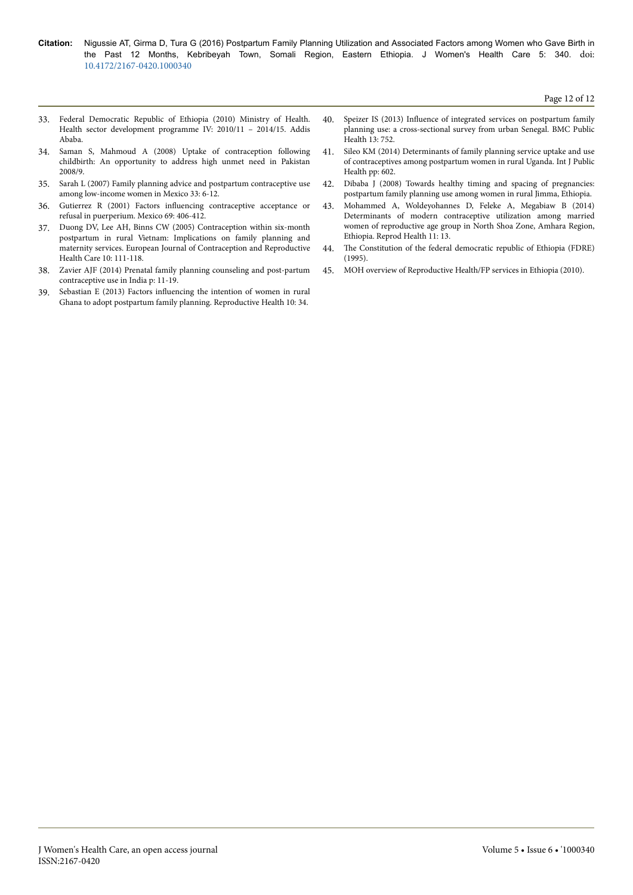33. Federal Democratic Republic of Ethiopia (2010) Ministry of Health. Health sector development programme IV: 2010/11 – 2014/15. Addis Ababa.
34. Saman S, Mahmoud A (2008) Uptake of contraception following childbirth: An opportunity to address high unmet need in Pakistan 2008/9.
35. Sarah L (2007) Family planning advice and postpartum contraceptive use among low-income women in Mexico 33: 6-12.
36. Gutierrez R (2001) Factors influencing contraceptive acceptance or refusal in puerperium. Mexico 69: 406-412.
37. Duong DV, Lee AH, Binns CW (2005) Contraception within six-month postpartum in rural Vietnam: Implications on family planning and maternity services. European Journal of Contraception and Reproductive Health Care 10: 111-118.
38. Zavier AJF (2014) Prenatal family planning counseling and post-partum contraceptive use in India p: 11-19.
39. Sebastian E (2013) Factors influencing the intention of women in rural Ghana to adopt postpartum family planning. Reproductive Health 10: 34.
40. Speizer IS (2013) Influence of integrated services on postpartum family planning use: a cross-sectional survey from urban Senegal. BMC Public Health 13: 752.
41. Sileo KM (2014) Determinants of family planning service uptake and use of contraceptives among postpartum women in rural Uganda. Int J Public Health pp: 602.
42. Dibaba J (2008) Towards healthy timing and spacing of pregnancies: postpartum family planning use among women in rural Jimma, Ethiopia.
43. Mohammed A, Woldeyohannes D, Feleke A, Megabiaw B (2014) Determinants of modern contraceptive utilization among married women of reproductive age group in North Shoa Zone, Amhara Region, Ethiopia. Reprod Health 11: 13.
44. The Constitution of the federal democratic republic of Ethiopia (FDRE) (1995).
45. MOH overview of Reproductive Health/FP services in Ethiopia (2010).